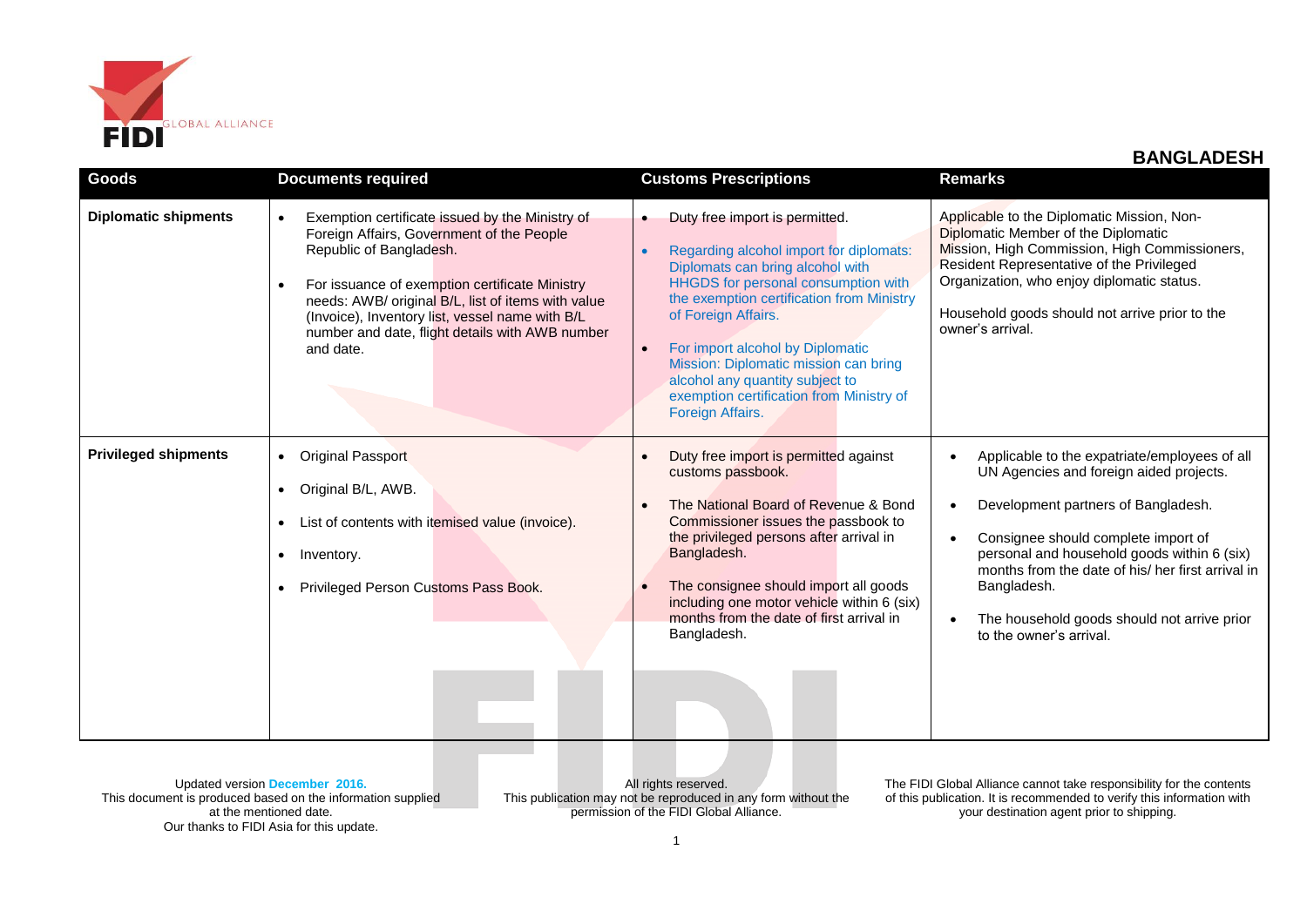# BANGLADESH

| Goods | Documents required | Customs Prescriptions | Remarks |
|---|---|---|---|
| **Diplomatic shipments** | • Exemption certificate issued by the Ministry of Foreign Affairs, Government of the People Republic of Bangladesh.<br><br>• For issuance of exemption certificate Ministry needs: AWB/ original B/L, list of items with value (Invoice), Inventory list, vessel name with B/L number and date, flight details with AWB number and date. | • Duty free import is permitted.<br><br>• Regarding alcohol import for diplomats: Diplomats can bring alcohol with HHGDS for personal consumption with the exemption certification from Ministry of Foreign Affairs.<br><br>• For import alcohol by Diplomatic Mission: Diplomatic mission can bring alcohol any quantity subject to exemption certification from Ministry of Foreign Affairs. | Applicable to the Diplomatic Mission, Non-Diplomatic Member of the Diplomatic Mission, High Commission, High Commissioners, Resident Representative of the Privileged Organization, who enjoy diplomatic status.<br><br>Household goods should not arrive prior to the owner's arrival. |
| **Privileged shipments** | • Original Passport<br><br>• Original B/L, AWB.<br><br>• List of contents with itemised value (invoice).<br><br>• Inventory.<br><br>• Privileged Person Customs Pass Book. | • Duty free import is permitted against customs passbook.<br><br>• The National Board of Revenue & Bond Commissioner issues the passbook to the privileged persons after arrival in Bangladesh.<br><br>• The consignee should import all goods including one motor vehicle within 6 (six) months from the date of first arrival in Bangladesh. | • Applicable to the expatriate/employees of all UN Agencies and foreign aided projects.<br><br>• Development partners of Bangladesh.<br><br>• Consignee should complete import of personal and household goods within 6 (six) months from the date of his/ her first arrival in Bangladesh.<br><br>• The household goods should not arrive prior to the owner's arrival. |

Updated version **December 2016.**
This document is produced based on the information supplied at the mentioned date.
Our thanks to FIDI Asia for this update.

All rights reserved.
This publication may not be reproduced in any form without the permission of the FIDI Global Alliance.

The FIDI Global Alliance cannot take responsibility for the contents of this publication. It is recommended to verify this information with your destination agent prior to shipping.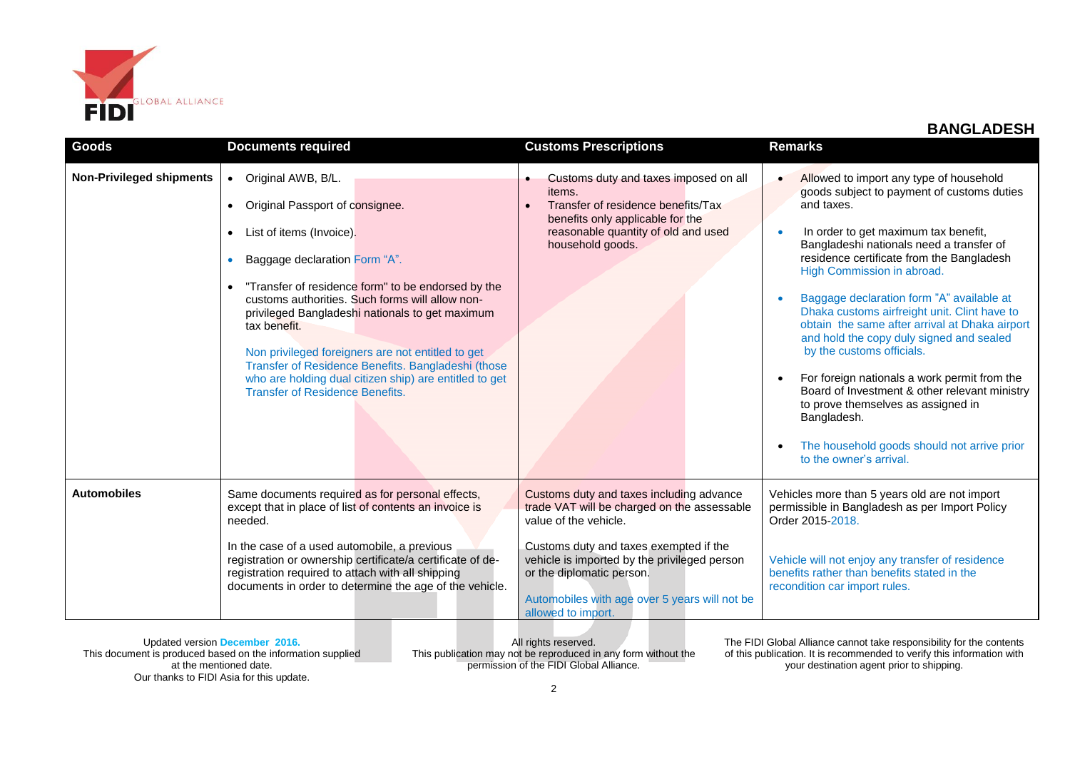## BANGLADESH

| Goods | Documents required | Customs Prescriptions | Remarks |
|---|---|---|---|
| **Non-Privileged shipments** | • Original AWB, B/L.<br>• Original Passport of consignee.<br>• List of items (Invoice).<br>• Baggage declaration Form "A".<br>• "Transfer of residence form" to be endorsed by the customs authorities. Such forms will allow non-privileged Bangladeshi nationals to get maximum tax benefit.<br><br>Non privileged foreigners are not entitled to get Transfer of Residence Benefits. Bangladeshi (those who are holding dual citizen ship) are entitled to get Transfer of Residence Benefits. | • Customs duty and taxes imposed on all items.<br>• Transfer of residence benefits/Tax benefits only applicable for the reasonable quantity of old and used household goods. | • Allowed to import any type of household goods subject to payment of customs duties and taxes.<br>• In order to get maximum tax benefit, Bangladeshi nationals need a transfer of residence certificate from the Bangladesh High Commission in abroad.<br>• Baggage declaration form "A" available at Dhaka customs airfreight unit. Clint have to obtain the same after arrival at Dhaka airport and hold the copy duly signed and sealed by the customs officials.<br>• For foreign nationals a work permit from the Board of Investment & other relevant ministry to prove themselves as assigned in Bangladesh.<br>• The household goods should not arrive prior to the owner's arrival. |
| **Automobiles** | Same documents required as for personal effects, except that in place of list of contents an invoice is needed.<br><br>In the case of a used automobile, a previous registration or ownership certificate/a certificate of de-registration required to attach with all shipping documents in order to determine the age of the vehicle. | Customs duty and taxes including advance trade VAT will be charged on the assessable value of the vehicle.<br><br>Customs duty and taxes exempted if the vehicle is imported by the privileged person or the diplomatic person.<br><br>Automobiles with age over 5 years will not be allowed to import. | Vehicles more than 5 years old are not import permissible in Bangladesh as per Import Policy Order 2015-2018.<br><br>Vehicle will not enjoy any transfer of residence benefits rather than benefits stated in the recondition car import rules. |

Updated version December 2016.
This document is produced based on the information supplied at the mentioned date.
Our thanks to FIDI Asia for this update.

All rights reserved.
This publication may not be reproduced in any form without the permission of the FIDI Global Alliance.

The FIDI Global Alliance cannot take responsibility for the contents of this publication. It is recommended to verify this information with your destination agent prior to shipping.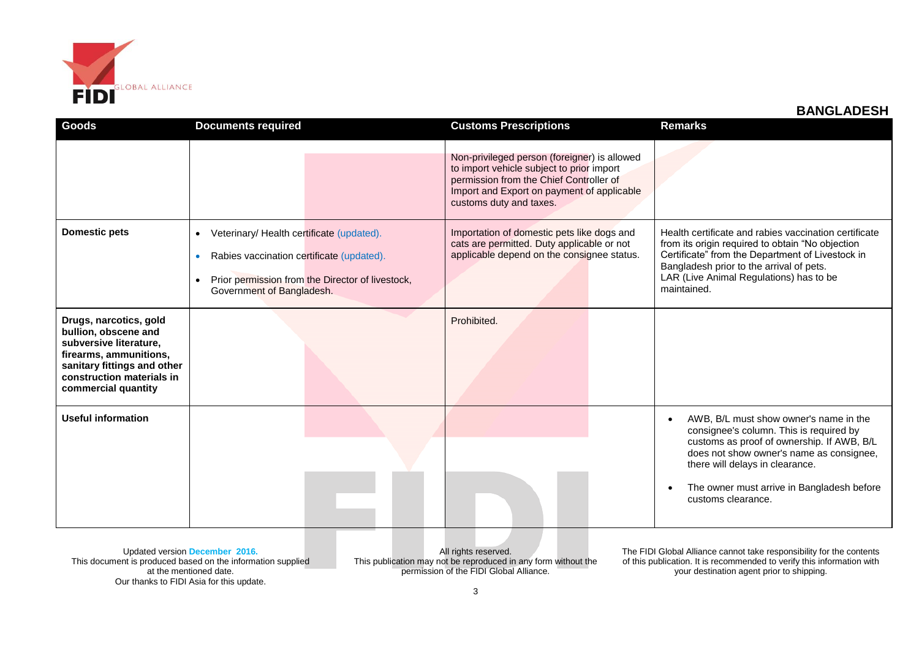## BANGLADESH

| Goods | Documents required | Customs Prescriptions | Remarks |
|---|---|---|---|
| | | Non-privileged person (foreigner) is allowed to import vehicle subject to prior import permission from the Chief Controller of Import and Export on payment of applicable customs duty and taxes. | |
| **Domestic pets** | • Veterinary/ Health certificate (updated).<br>• Rabies vaccination certificate (updated).<br>• Prior permission from the Director of livestock, Government of Bangladesh. | Importation of domestic pets like dogs and cats are permitted. Duty applicable or not applicable depend on the consignee status. | Health certificate and rabies vaccination certificate from its origin required to obtain "No objection Certificate" from the Department of Livestock in Bangladesh prior to the arrival of pets.<br>LAR (Live Animal Regulations) has to be maintained. |
| **Drugs, narcotics, gold bullion, obscene and subversive literature, firearms, ammunitions, sanitary fittings and other construction materials in commercial quantity** | | Prohibited. | |
| **Useful information** | | | • AWB, B/L must show owner's name in the consignee's column. This is required by customs as proof of ownership. If AWB, B/L does not show owner's name as consignee, there will delays in clearance.<br>• The owner must arrive in Bangladesh before customs clearance. |

Updated version **December 2016.**
This document is produced based on the information supplied at the mentioned date.
Our thanks to FIDI Asia for this update.

All rights reserved.
This publication may not be reproduced in any form without the permission of the FIDI Global Alliance.

The FIDI Global Alliance cannot take responsibility for the contents of this publication. It is recommended to verify this information with your destination agent prior to shipping.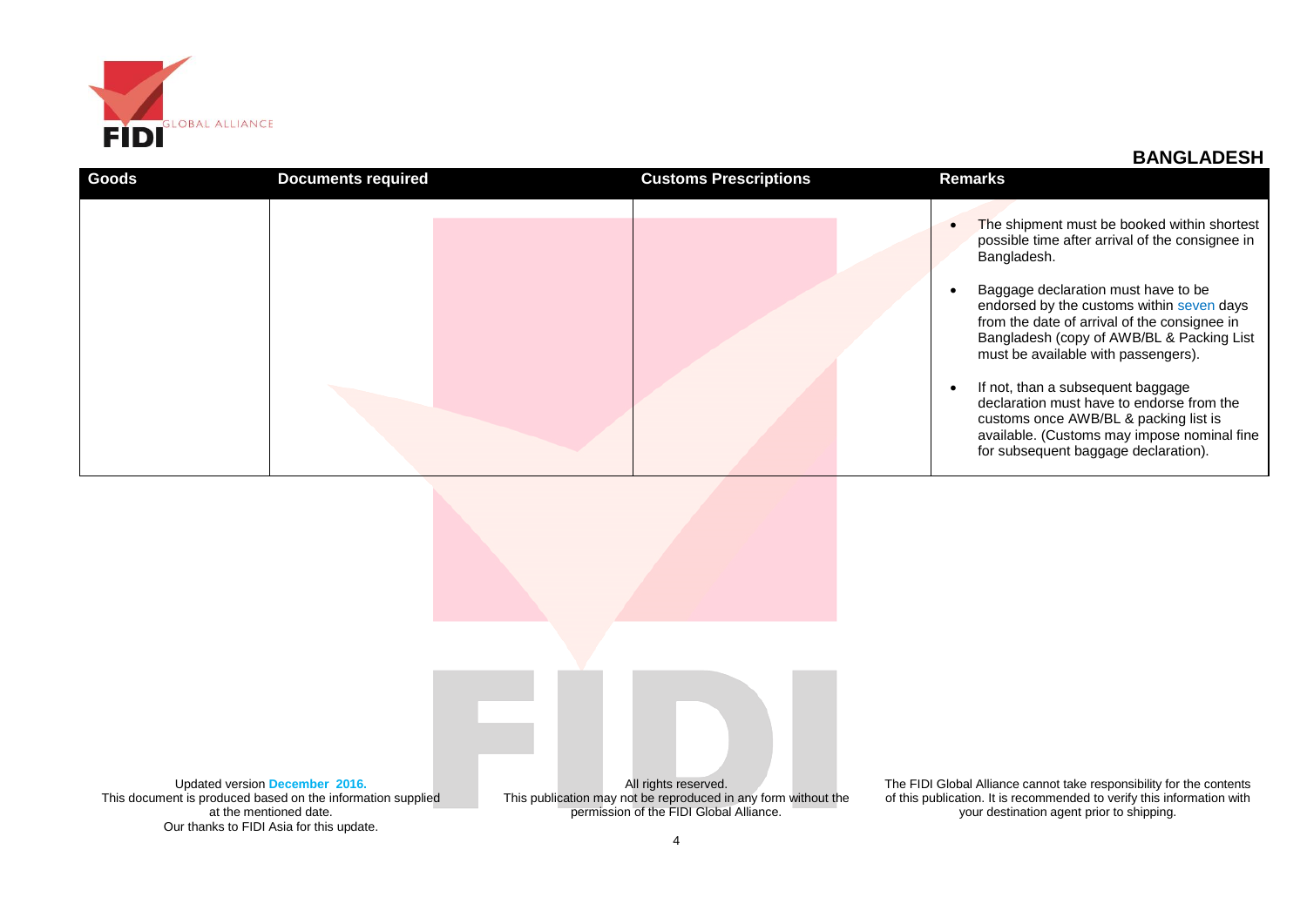## BANGLADESH

| Goods | Documents required | Customs Prescriptions | Remarks |
|---|---|---|---|
| | | | • The shipment must be booked within shortest possible time after arrival of the consignee in Bangladesh.<br><br>• Baggage declaration must have to be endorsed by the customs within seven days from the date of arrival of the consignee in Bangladesh (copy of AWB/BL & Packing List must be available with passengers).<br><br>• If not, than a subsequent baggage declaration must have to endorse from the customs once AWB/BL & packing list is available. (Customs may impose nominal fine for subsequent baggage declaration). |

Updated version **December 2016.**
This document is produced based on the information supplied at the mentioned date.
Our thanks to FIDI Asia for this update.

All rights reserved.
This publication may not be reproduced in any form without the permission of the FIDI Global Alliance.

The FIDI Global Alliance cannot take responsibility for the contents of this publication. It is recommended to verify this information with your destination agent prior to shipping.